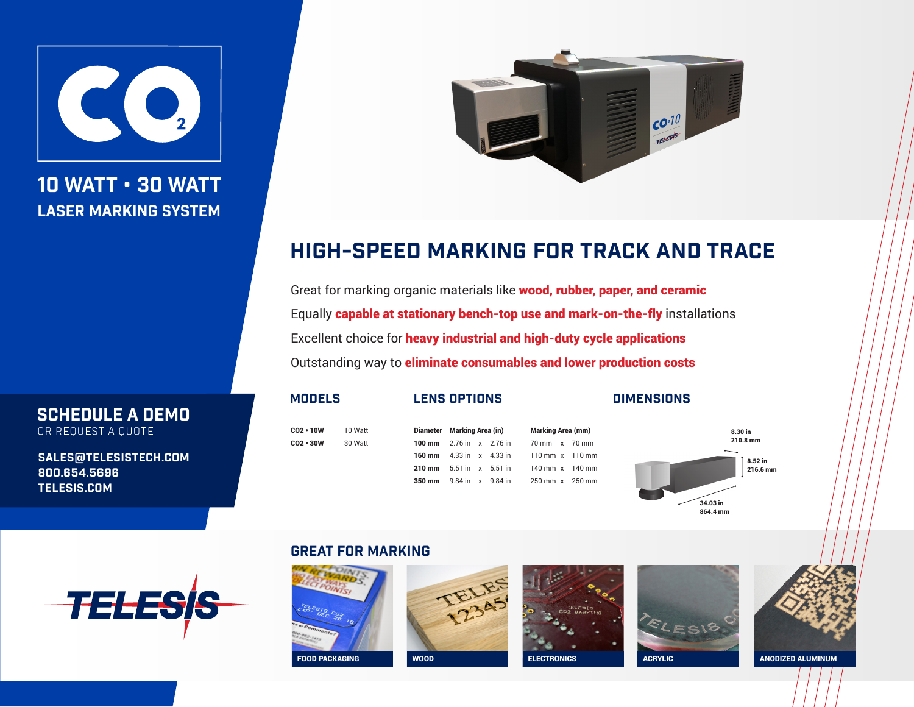# $CO_2$

## 10 WATT • 30 WATT

### LASER MARKING SYSTEM

**SCHEDULE A DEMO**
OR REQUEST A QUOTE

**SALES@TELESISTECH.COM**
**800.654.5696**
**TELESIS.COM**

## HIGH-SPEED MARKING FOR TRACK AND TRACE

Great for marking organic materials like **wood, rubber, paper, and ceramic**

Equally **capable at stationary bench-top use and mark-on-the-fly** installations

Excellent choice for **heavy industrial and high-duty cycle applications**

Outstanding way to **eliminate consumables and lower production costs**

### MODELS

| | |
|---|---|
| **CO2 • 10W** | 10 Watt |
| **CO2 • 30W** | 30 Watt |

### LENS OPTIONS

| Diameter | Marking Area (in) | Marking Area (mm) |
|---|---|---|
| **100 mm** | 2.76 in x 2.76 in | 70 mm x 70 mm |
| **160 mm** | 4.33 in x 4.33 in | 110 mm x 110 mm |
| **210 mm** | 5.51 in x 5.51 in | 140 mm x 140 mm |
| **350 mm** | 9.84 in x 9.84 in | 250 mm x 250 mm |

### DIMENSIONS

- 8.30 in / 210.8 mm
- 8.52 in / 216.6 mm
- 34.03 in / 864.4 mm

### GREAT FOR MARKING

FOOD PACKAGING · WOOD · ELECTRONICS · ACRYLIC · ANODIZED ALUMINUM

TELESIS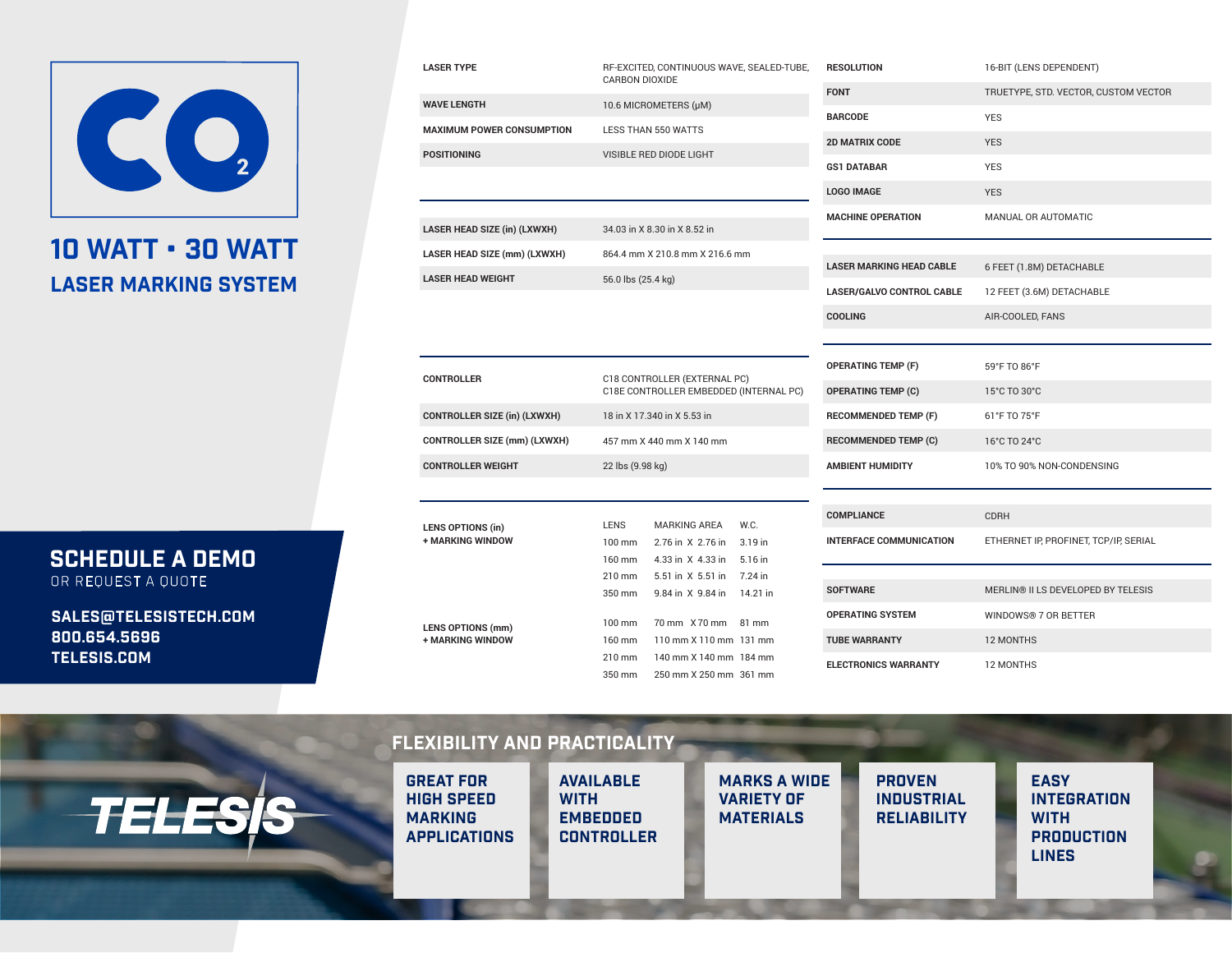# $CO_2$

## 10 WATT • 30 WATT
## LASER MARKING SYSTEM

| | |
|---|---|
| LASER TYPE | RF-EXCITED, CONTINUOUS WAVE, SEALED-TUBE, CARBON DIOXIDE |
| WAVE LENGTH | 10.6 MICROMETERS (μM) |
| MAXIMUM POWER CONSUMPTION | LESS THAN 550 WATTS |
| POSITIONING | VISIBLE RED DIODE LIGHT |

| | |
|---|---|
| LASER HEAD SIZE (in) (LXWXH) | 34.03 in X 8.30 in X 8.52 in |
| LASER HEAD SIZE (mm) (LXWXH) | 864.4 mm X 210.8 mm X 216.6 mm |
| LASER HEAD WEIGHT | 56.0 lbs (25.4 kg) |

| | |
|---|---|
| CONTROLLER | C18 CONTROLLER (EXTERNAL PC)<br>C18E CONTROLLER EMBEDDED (INTERNAL PC) |
| CONTROLLER SIZE (in) (LXWXH) | 18 in X 17.340 in X 5.53 in |
| CONTROLLER SIZE (mm) (LXWXH) | 457 mm X 440 mm X 140 mm |
| CONTROLLER WEIGHT | 22 lbs (9.98 kg) |

| | LENS | MARKING AREA | W.C. |
|---|---|---|---|
| LENS OPTIONS (in) + MARKING WINDOW | 100 mm | 2.76 in X 2.76 in | 3.19 in |
| | 160 mm | 4.33 in X 4.33 in | 5.16 in |
| | 210 mm | 5.51 in X 5.51 in | 7.24 in |
| | 350 mm | 9.84 in X 9.84 in | 14.21 in |
| LENS OPTIONS (mm) + MARKING WINDOW | 100 mm | 70 mm X 70 mm | 81 mm |
| | 160 mm | 110 mm X 110 mm | 131 mm |
| | 210 mm | 140 mm X 140 mm | 184 mm |
| | 350 mm | 250 mm X 250 mm | 361 mm |

| | |
|---|---|
| RESOLUTION | 16-BIT (LENS DEPENDENT) |
| FONT | TRUETYPE, STD. VECTOR, CUSTOM VECTOR |
| BARCODE | YES |
| 2D MATRIX CODE | YES |
| GS1 DATABAR | YES |
| LOGO IMAGE | YES |
| MACHINE OPERATION | MANUAL OR AUTOMATIC |

| | |
|---|---|
| LASER MARKING HEAD CABLE | 6 FEET (1.8M) DETACHABLE |
| LASER/GALVO CONTROL CABLE | 12 FEET (3.6M) DETACHABLE |
| COOLING | AIR-COOLED, FANS |

| | |
|---|---|
| OPERATING TEMP (F) | 59°F TO 86°F |
| OPERATING TEMP (C) | 15°C TO 30°C |
| RECOMMENDED TEMP (F) | 61°F TO 75°F |
| RECOMMENDED TEMP (C) | 16°C TO 24°C |
| AMBIENT HUMIDITY | 10% TO 90% NON-CONDENSING |

| | |
|---|---|
| COMPLIANCE | CDRH |
| INTERFACE COMMUNICATION | ETHERNET IP, PROFINET, TCP/IP, SERIAL |

| | |
|---|---|
| SOFTWARE | MERLIN® II LS DEVELOPED BY TELESIS |
| OPERATING SYSTEM | WINDOWS® 7 OR BETTER |
| TUBE WARRANTY | 12 MONTHS |
| ELECTRONICS WARRANTY | 12 MONTHS |

## SCHEDULE A DEMO
OR REQUEST A QUOTE

**SALES@TELESISTECH.COM**
**800.654.5696**
**TELESIS.COM**

## FLEXIBILITY AND PRACTICALITY

- GREAT FOR HIGH SPEED MARKING APPLICATIONS
- AVAILABLE WITH EMBEDDED CONTROLLER
- MARKS A WIDE VARIETY OF MATERIALS
- PROVEN INDUSTRIAL RELIABILITY
- EASY INTEGRATION WITH PRODUCTION LINES

TELESIS